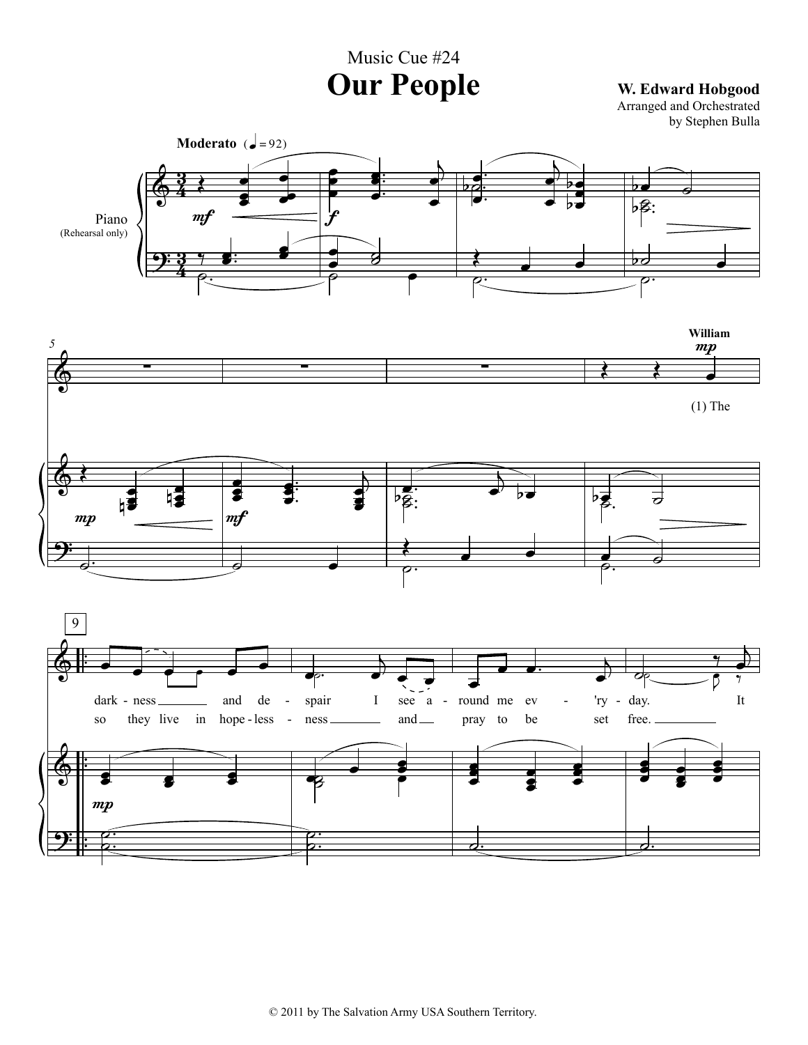Music Cue #24

# Our People

**W. Edward Hobgood**
Arranged and Orchestrated
by Stephen Bulla

**Moderato** (♩ = 92)

Piano
(Rehearsal only)

William

(1) The

dark - ness and de - spair I see a - round me ev - 'ry - day. It

so they live in hope - less - ness and pray to be set free.

© 2011 by The Salvation Army USA Southern Territory.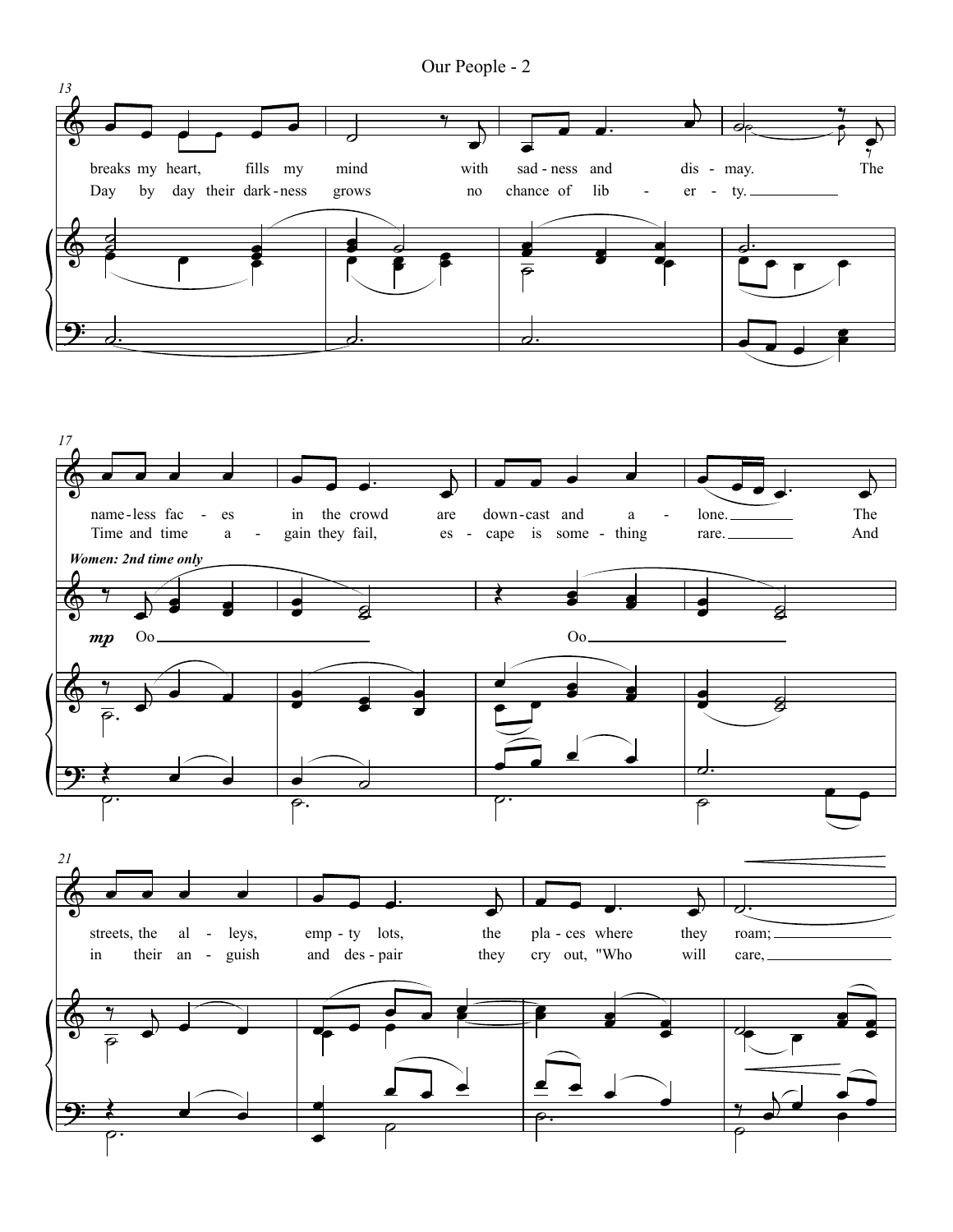breaks my heart, fills my mind with sadness and dismay. The
Day by day their darkness grows no chance of liberty.

nameless faces in the crowd are downcast and alone. The
Time and time again they fail, escape is something rare. And

*Women: 2nd time only*

*mp* Oo Oo

streets, the alleys, empty lots, the places where they roam;
in their anguish and despair they cry out, "Who will care,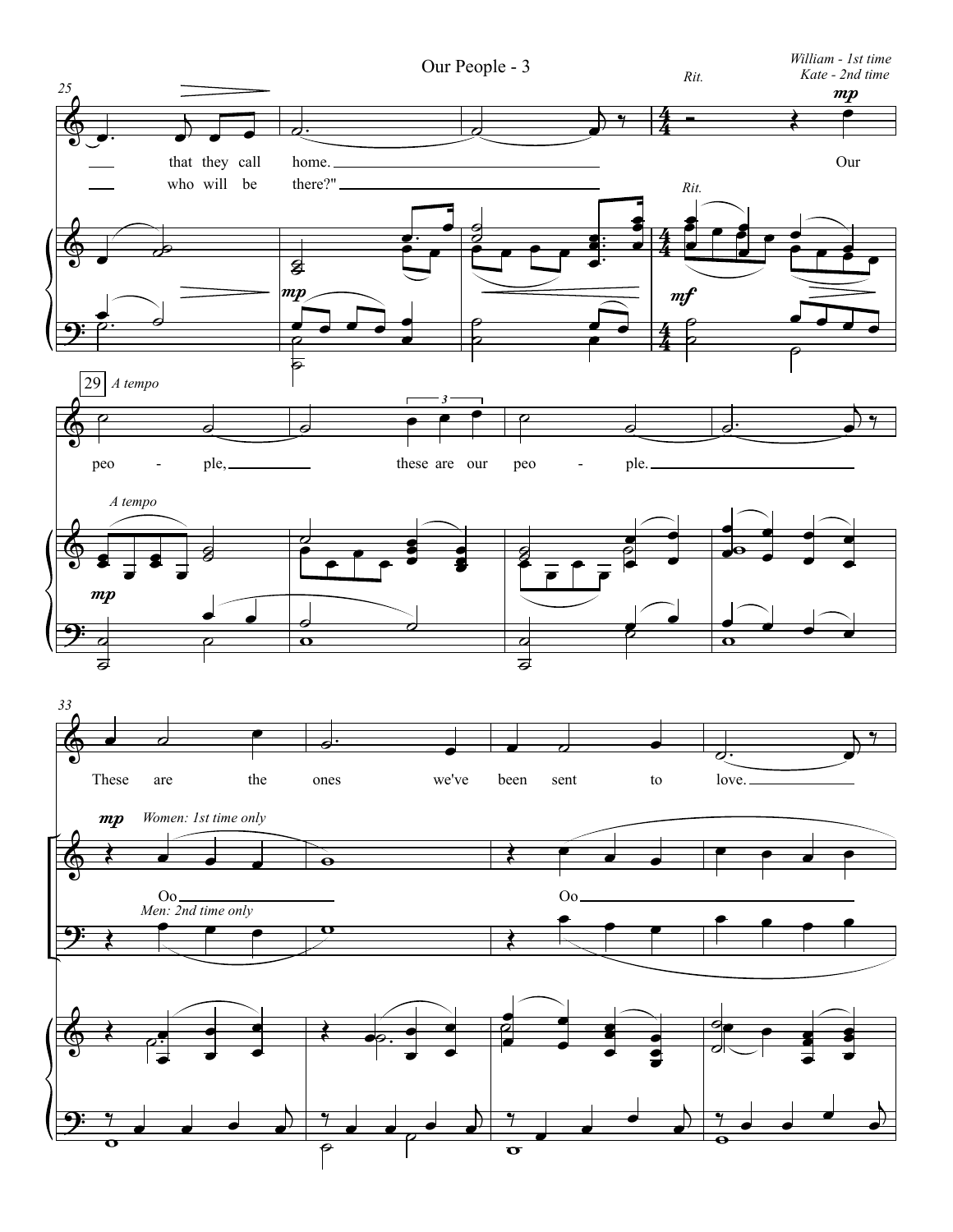*William - 1st time*
*Kate - 2nd time*

*Rit.*

**mp**

that they call home. Our
who will be there?"

**29** *A tempo*

peo - ple, these are our peo - ple.

These are the ones we've been sent to love.

*Women: 1st time only*

Oo Oo

*Men: 2nd time only*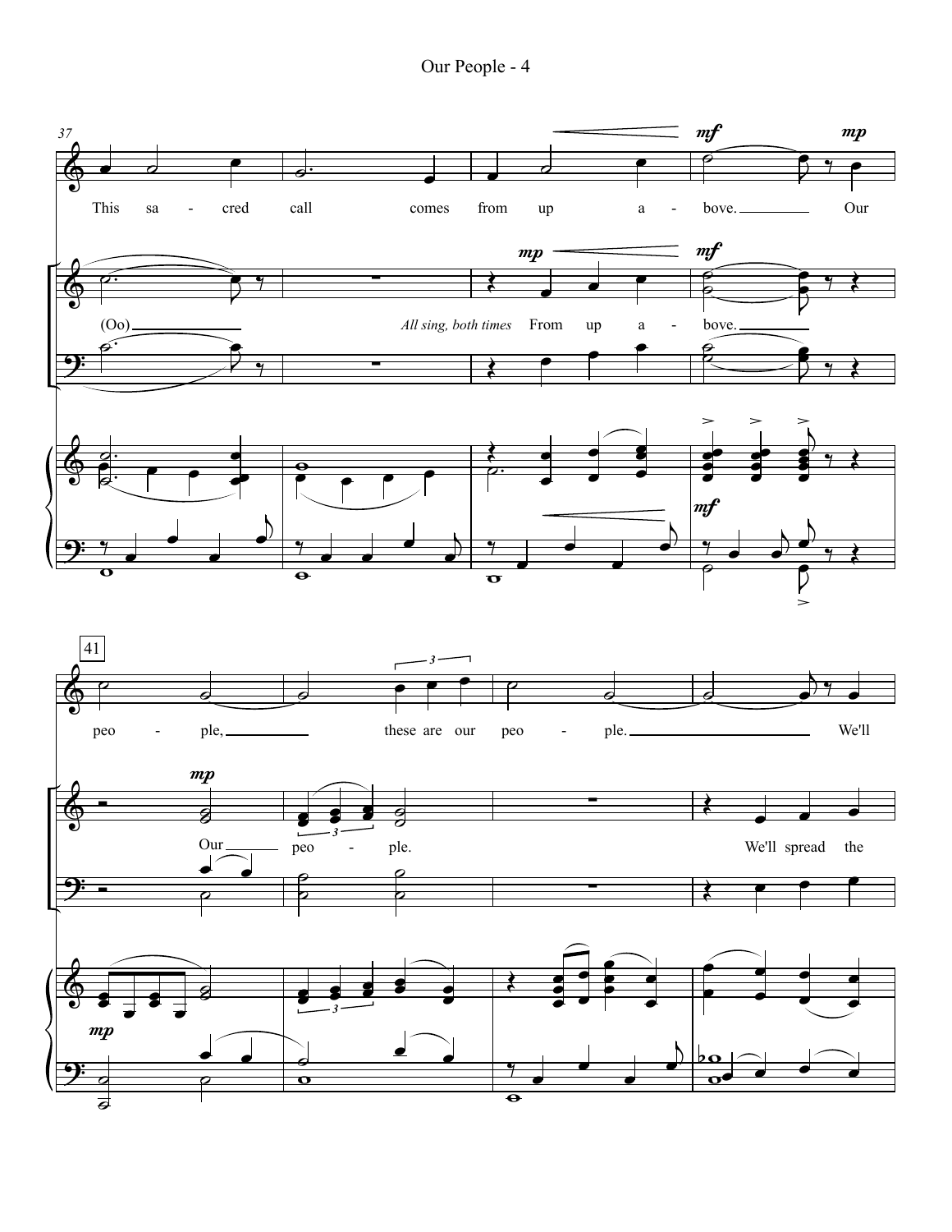37

This sa - cred call comes from up a - bove. Our

(Oo) *All sing, both times* From up a - bove.

41

peo - ple, these are our peo - ple. We'll

Our peo - ple. We'll spread the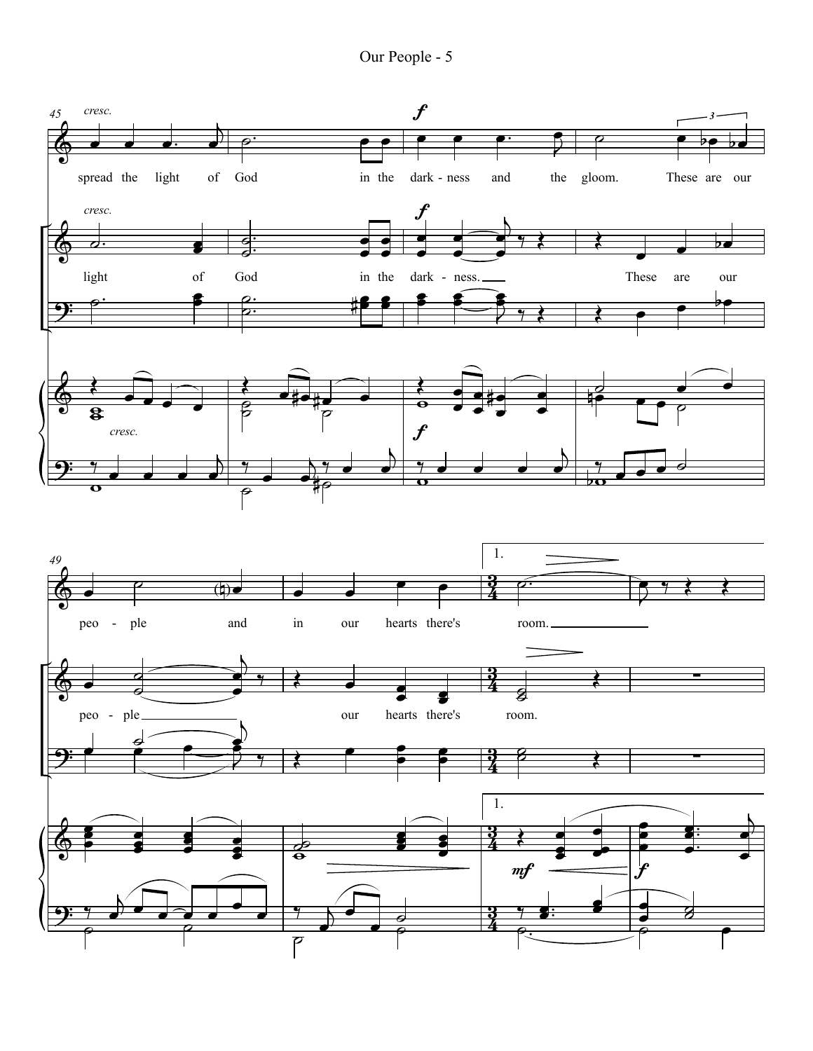spread the light of God in the dark - ness and the gloom. These are our

light of God in the dark - ness. These are our

peo - ple and in our hearts there's room.

peo - ple our hearts there's room.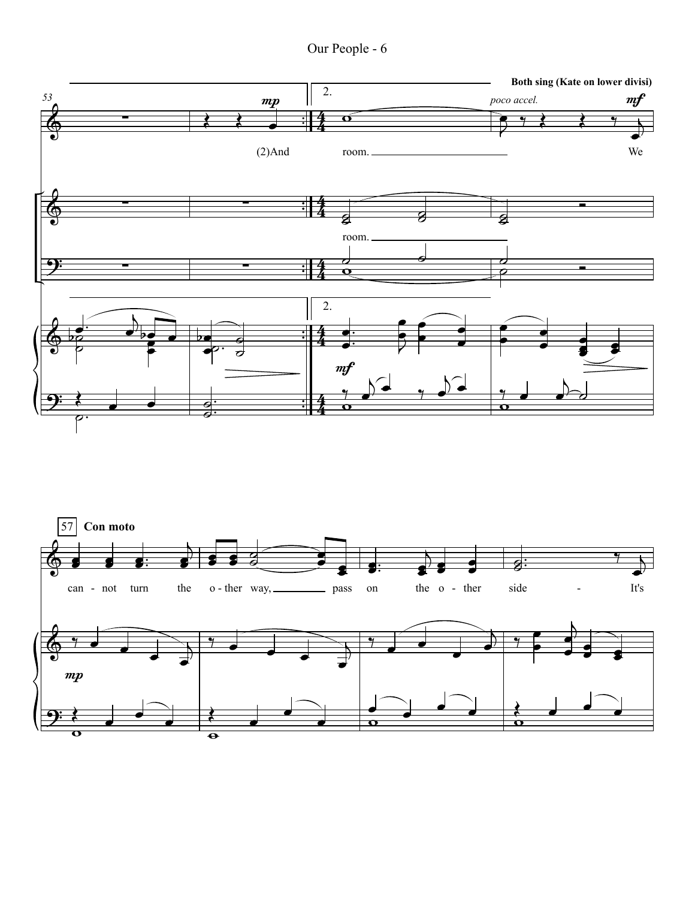53

*mp*

(2)And

2.

room.

*poco accel.*

**Both sing (Kate on lower divisi)**

*mf*

We

room.

2.

*mf*

57 **Con moto**

can - not turn the o - ther way, pass on the o - ther side - It's

*mp*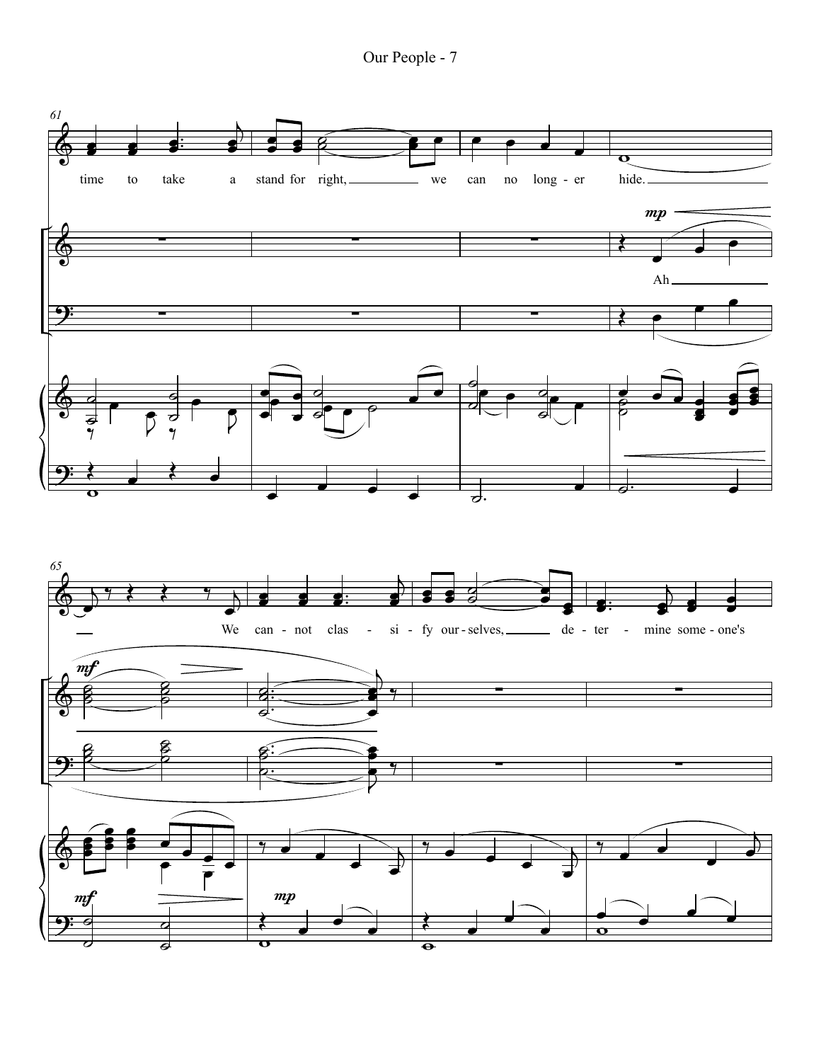time to take a stand for right, we can no long - er hide.

Ah

We can - not clas - si - fy our - selves, de - ter - mine some - one's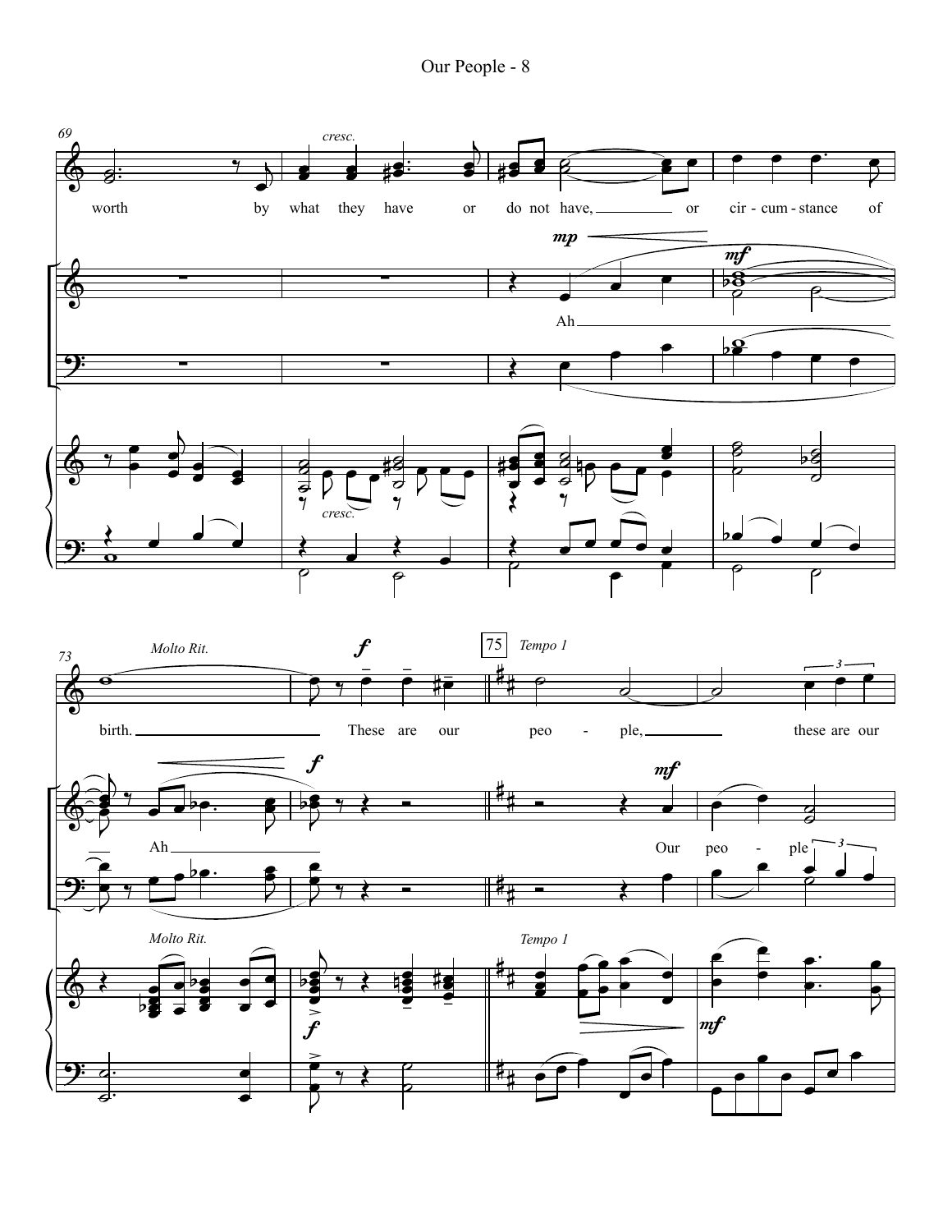worth by what they have or do not have, or cir - cum - stance of birth. These are our peo - ple, these are our

Ah

Our peo - ple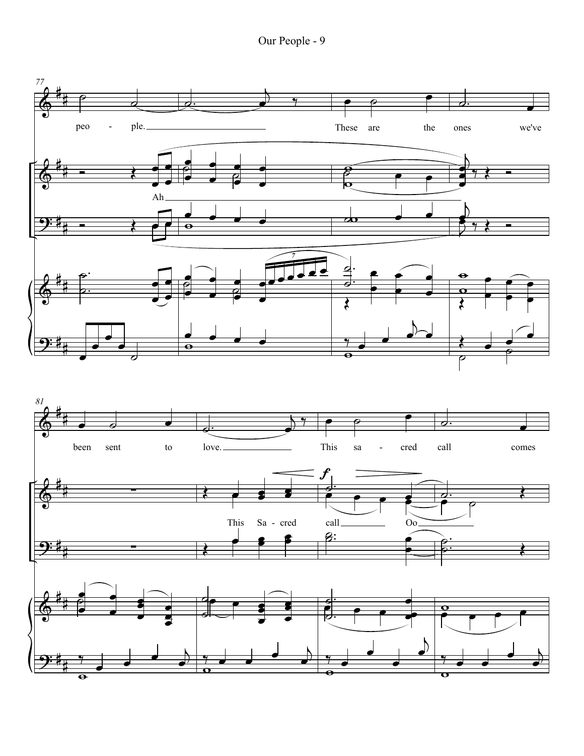77

peo - ple. These are the ones we've

Ah

81

been sent to love. This sa - cred call comes

This Sa - cred call Oo

*f*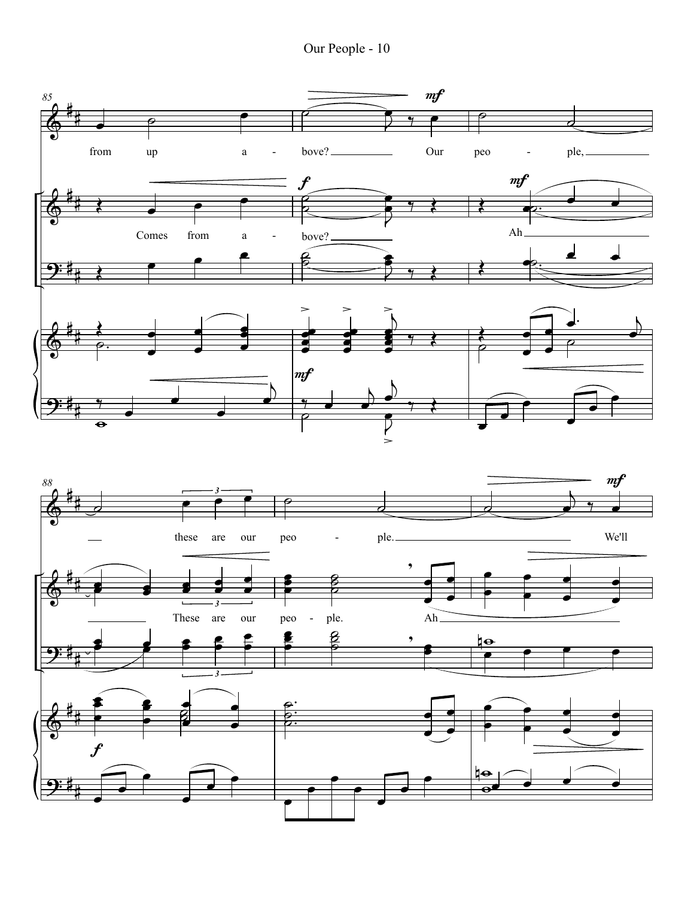85

from up a - bove? Our peo - ple,

Comes from a - bove? Ah

88

these are our peo - ple. We'll

These are our peo - ple. Ah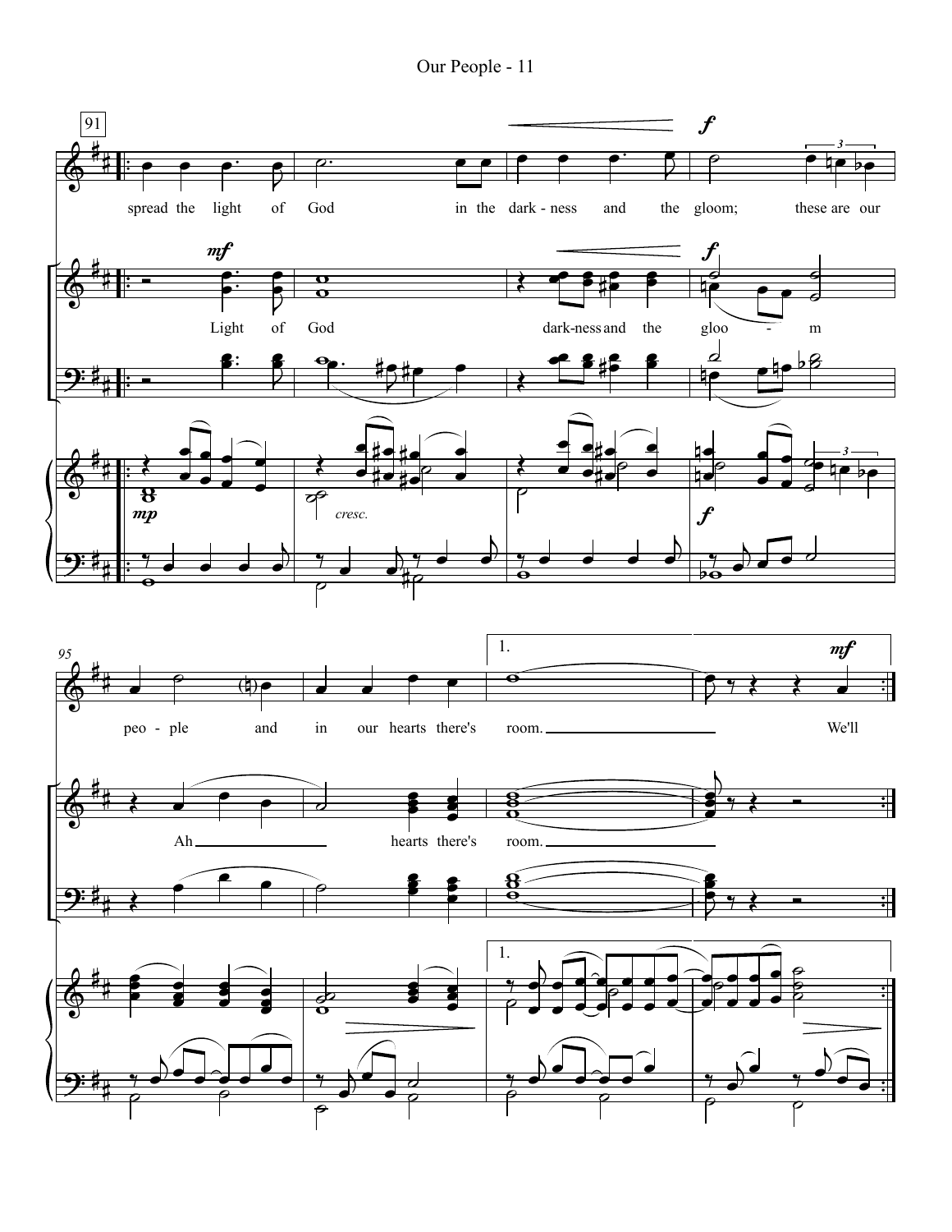91

spread the light of God in the dark - ness and the gloom; these are our

Light of God dark-ness and the gloo - m

95

peo - ple and in our hearts there's room. We'll

Ah hearts there's room.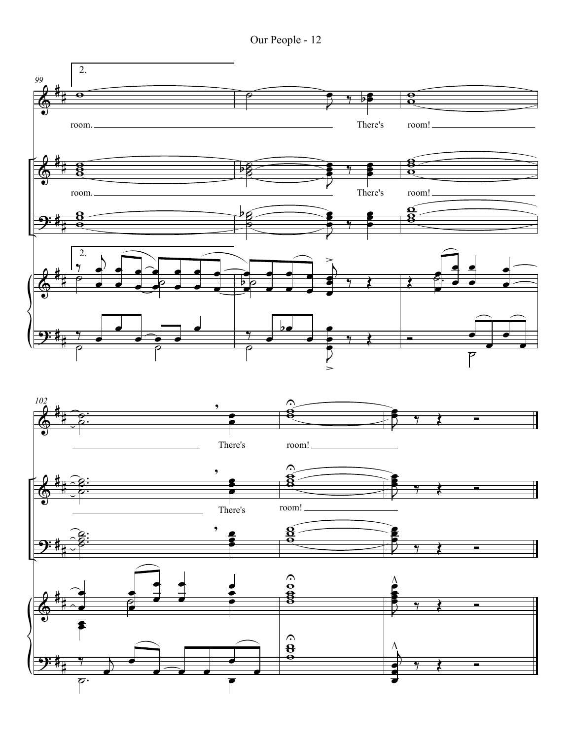room. There's room!

room. There's room!

There's room!

There's room!